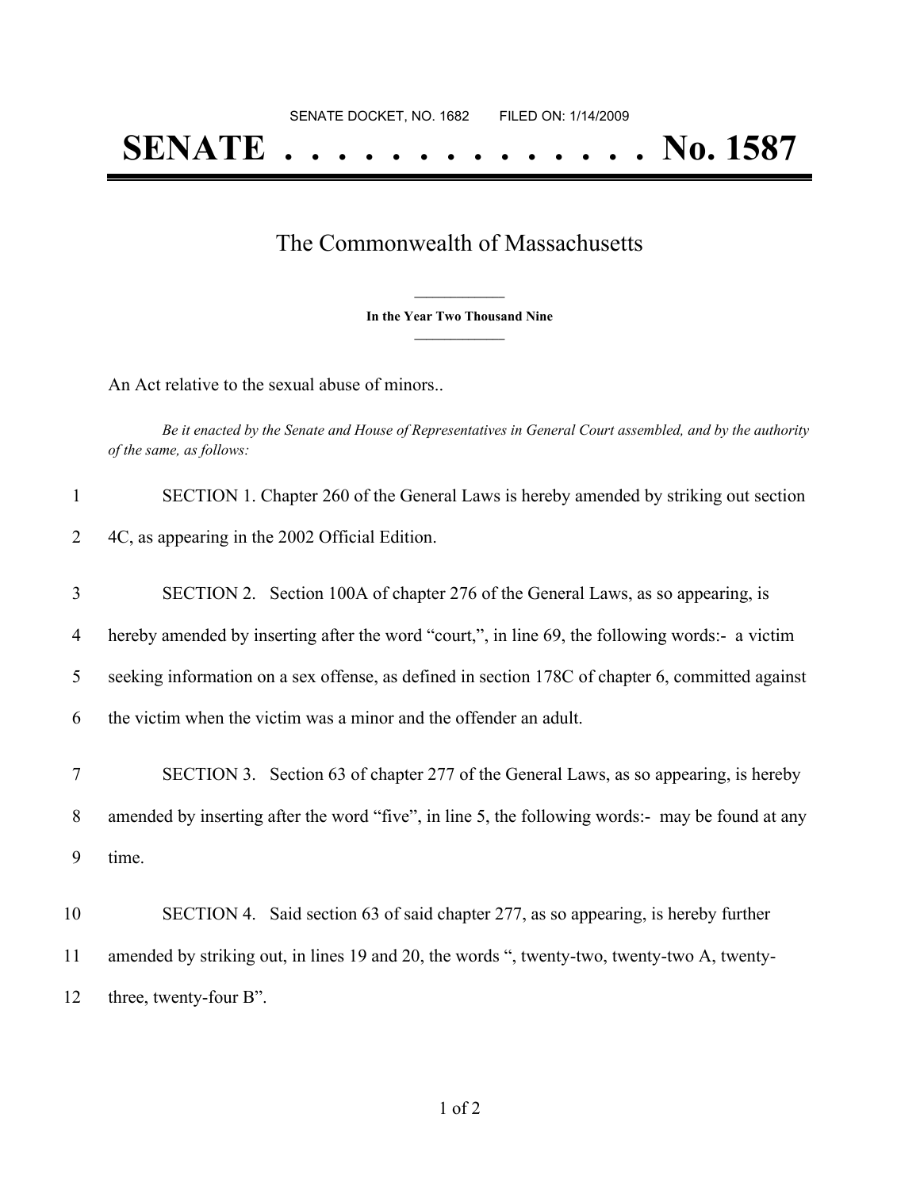SENATE DOCKET, NO. 1682        FILED ON: 1/14/2009

# SENATE . . . . . . . . . . . . . . No. 1587

## The Commonwealth of Massachusetts

**In the Year Two Thousand Nine**

An Act relative to the sexual abuse of minors..

*Be it enacted by the Senate and House of Representatives in General Court assembled, and by the authority of the same, as follows:*

1 SECTION 1. Chapter 260 of the General Laws is hereby amended by striking out section
2 4C, as appearing in the 2002 Official Edition.

3 SECTION 2. Section 100A of chapter 276 of the General Laws, as so appearing, is
4 hereby amended by inserting after the word "court,", in line 69, the following words:- a victim
5 seeking information on a sex offense, as defined in section 178C of chapter 6, committed against
6 the victim when the victim was a minor and the offender an adult.

7 SECTION 3. Section 63 of chapter 277 of the General Laws, as so appearing, is hereby
8 amended by inserting after the word "five", in line 5, the following words:- may be found at any
9 time.

10 SECTION 4. Said section 63 of said chapter 277, as so appearing, is hereby further
11 amended by striking out, in lines 19 and 20, the words ", twenty-two, twenty-two A, twenty-
12 three, twenty-four B".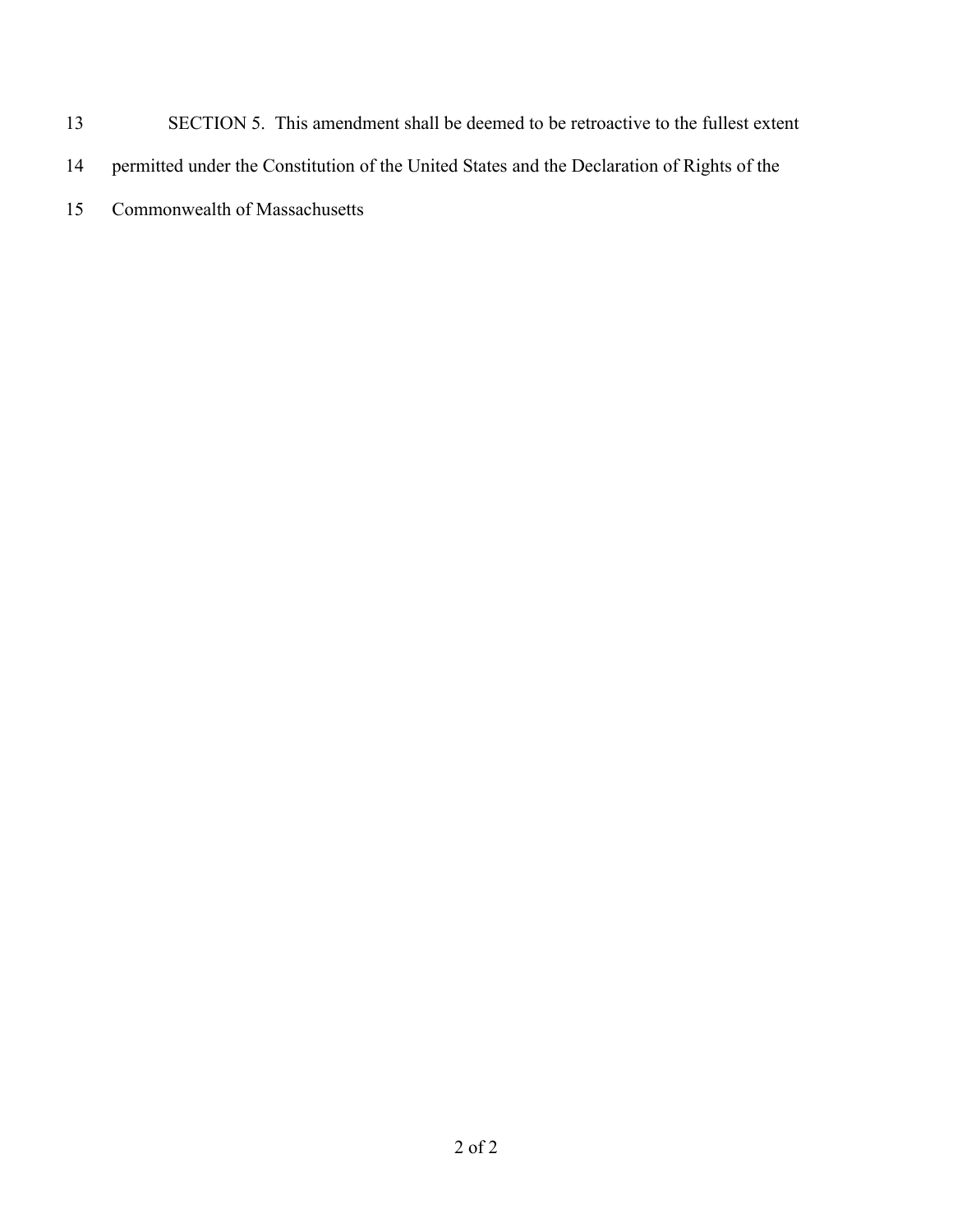SECTION 5. This amendment shall be deemed to be retroactive to the fullest extent permitted under the Constitution of the United States and the Declaration of Rights of the Commonwealth of Massachusetts